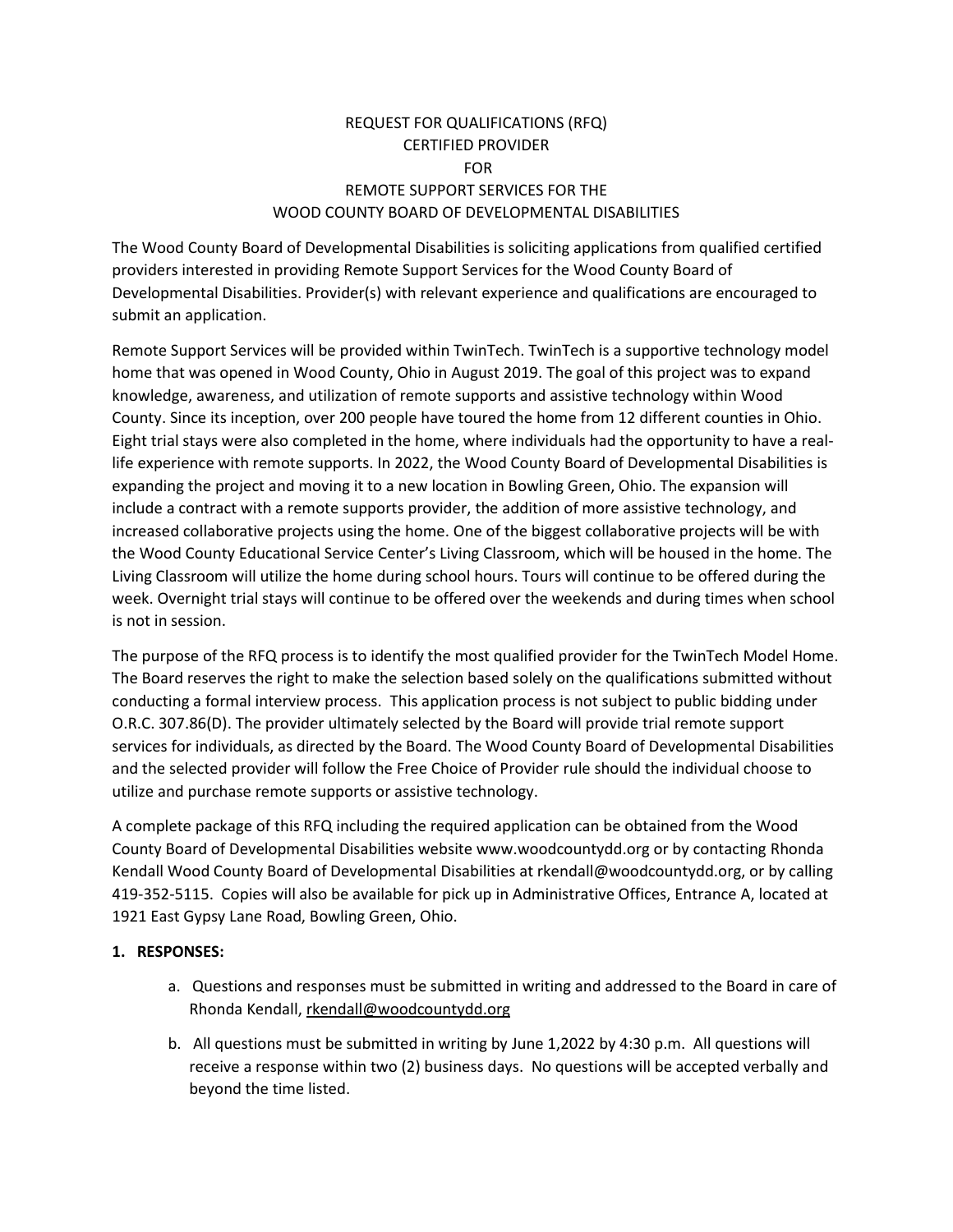# REQUEST FOR QUALIFICATIONS (RFQ) CERTIFIED PROVIDER FOR REMOTE SUPPORT SERVICES FOR THE WOOD COUNTY BOARD OF DEVELOPMENTAL DISABILITIES

The Wood County Board of Developmental Disabilities is soliciting applications from qualified certified providers interested in providing Remote Support Services for the Wood County Board of Developmental Disabilities. Provider(s) with relevant experience and qualifications are encouraged to submit an application.

Remote Support Services will be provided within TwinTech. TwinTech is a supportive technology model home that was opened in Wood County, Ohio in August 2019. The goal of this project was to expand knowledge, awareness, and utilization of remote supports and assistive technology within Wood County. Since its inception, over 200 people have toured the home from 12 different counties in Ohio. Eight trial stays were also completed in the home, where individuals had the opportunity to have a real-life experience with remote supports. In 2022, the Wood County Board of Developmental Disabilities is expanding the project and moving it to a new location in Bowling Green, Ohio. The expansion will include a contract with a remote supports provider, the addition of more assistive technology, and increased collaborative projects using the home. One of the biggest collaborative projects will be with the Wood County Educational Service Center's Living Classroom, which will be housed in the home. The Living Classroom will utilize the home during school hours. Tours will continue to be offered during the week. Overnight trial stays will continue to be offered over the weekends and during times when school is not in session.

The purpose of the RFQ process is to identify the most qualified provider for the TwinTech Model Home. The Board reserves the right to make the selection based solely on the qualifications submitted without conducting a formal interview process. This application process is not subject to public bidding under O.R.C. 307.86(D). The provider ultimately selected by the Board will provide trial remote support services for individuals, as directed by the Board. The Wood County Board of Developmental Disabilities and the selected provider will follow the Free Choice of Provider rule should the individual choose to utilize and purchase remote supports or assistive technology.

A complete package of this RFQ including the required application can be obtained from the Wood County Board of Developmental Disabilities website www.woodcountydd.org or by contacting Rhonda Kendall Wood County Board of Developmental Disabilities at rkendall@woodcountydd.org, or by calling 419-352-5115. Copies will also be available for pick up in Administrative Offices, Entrance A, located at 1921 East Gypsy Lane Road, Bowling Green, Ohio.

**1. RESPONSES:**

a. Questions and responses must be submitted in writing and addressed to the Board in care of Rhonda Kendall, rkendall@woodcountydd.org

b. All questions must be submitted in writing by June 1,2022 by 4:30 p.m. All questions will receive a response within two (2) business days. No questions will be accepted verbally and beyond the time listed.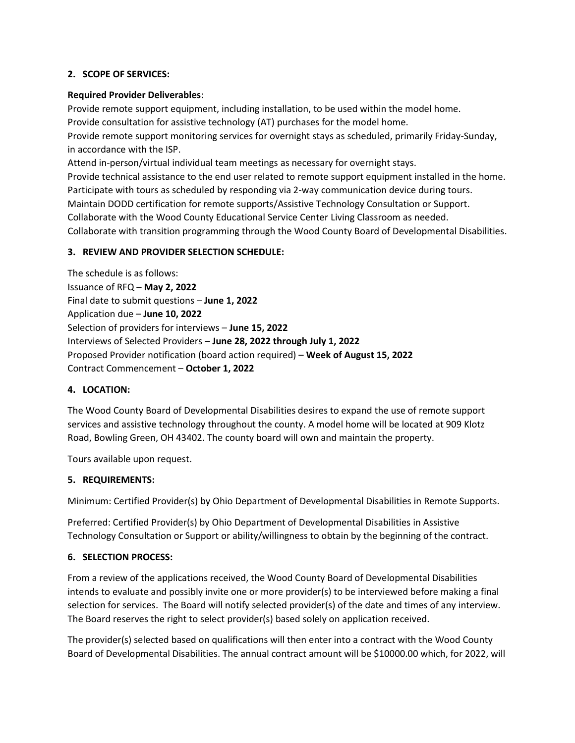## 2. SCOPE OF SERVICES:

**Required Provider Deliverables**:

Provide remote support equipment, including installation, to be used within the model home.
Provide consultation for assistive technology (AT) purchases for the model home.
Provide remote support monitoring services for overnight stays as scheduled, primarily Friday-Sunday, in accordance with the ISP.
Attend in-person/virtual individual team meetings as necessary for overnight stays.
Provide technical assistance to the end user related to remote support equipment installed in the home.
Participate with tours as scheduled by responding via 2-way communication device during tours.
Maintain DODD certification for remote supports/Assistive Technology Consultation or Support.
Collaborate with the Wood County Educational Service Center Living Classroom as needed.
Collaborate with transition programming through the Wood County Board of Developmental Disabilities.

## 3. REVIEW AND PROVIDER SELECTION SCHEDULE:

The schedule is as follows:
Issuance of RFQ – **May 2, 2022**
Final date to submit questions – **June 1, 2022**
Application due – **June 10, 2022**
Selection of providers for interviews – **June 15, 2022**
Interviews of Selected Providers – **June 28, 2022 through July 1, 2022**
Proposed Provider notification (board action required) – **Week of August 15, 2022**
Contract Commencement – **October 1, 2022**

## 4. LOCATION:

The Wood County Board of Developmental Disabilities desires to expand the use of remote support services and assistive technology throughout the county. A model home will be located at 909 Klotz Road, Bowling Green, OH 43402. The county board will own and maintain the property.

Tours available upon request.

## 5. REQUIREMENTS:

Minimum: Certified Provider(s) by Ohio Department of Developmental Disabilities in Remote Supports.

Preferred: Certified Provider(s) by Ohio Department of Developmental Disabilities in Assistive Technology Consultation or Support or ability/willingness to obtain by the beginning of the contract.

## 6. SELECTION PROCESS:

From a review of the applications received, the Wood County Board of Developmental Disabilities intends to evaluate and possibly invite one or more provider(s) to be interviewed before making a final selection for services. The Board will notify selected provider(s) of the date and times of any interview. The Board reserves the right to select provider(s) based solely on application received.

The provider(s) selected based on qualifications will then enter into a contract with the Wood County Board of Developmental Disabilities. The annual contract amount will be $10000.00 which, for 2022, will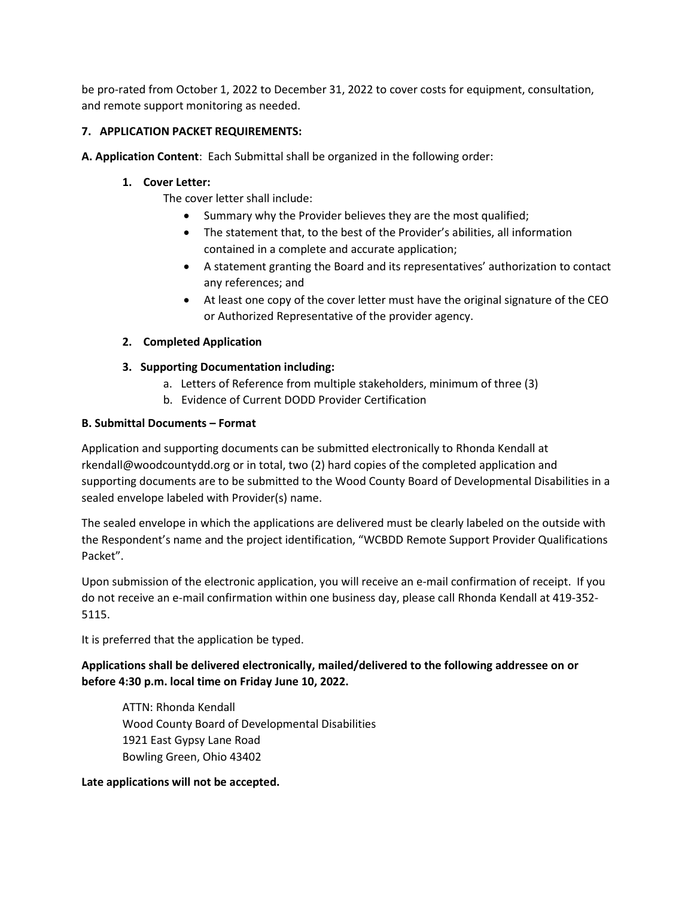be pro-rated from October 1, 2022 to December 31, 2022 to cover costs for equipment, consultation, and remote support monitoring as needed.

**7. APPLICATION PACKET REQUIREMENTS:**

**A. Application Content**: Each Submittal shall be organized in the following order:

1. **Cover Letter:**

   The cover letter shall include:
   - Summary why the Provider believes they are the most qualified;
   - The statement that, to the best of the Provider's abilities, all information contained in a complete and accurate application;
   - A statement granting the Board and its representatives' authorization to contact any references; and
   - At least one copy of the cover letter must have the original signature of the CEO or Authorized Representative of the provider agency.

2. **Completed Application**

3. **Supporting Documentation including:**
   a. Letters of Reference from multiple stakeholders, minimum of three (3)
   b. Evidence of Current DODD Provider Certification

**B. Submittal Documents – Format**

Application and supporting documents can be submitted electronically to Rhonda Kendall at rkendall@woodcountydd.org or in total, two (2) hard copies of the completed application and supporting documents are to be submitted to the Wood County Board of Developmental Disabilities in a sealed envelope labeled with Provider(s) name.

The sealed envelope in which the applications are delivered must be clearly labeled on the outside with the Respondent's name and the project identification, "WCBDD Remote Support Provider Qualifications Packet".

Upon submission of the electronic application, you will receive an e-mail confirmation of receipt. If you do not receive an e-mail confirmation within one business day, please call Rhonda Kendall at 419-352-5115.

It is preferred that the application be typed.

**Applications shall be delivered electronically, mailed/delivered to the following addressee on or before 4:30 p.m. local time on Friday June 10, 2022.**

ATTN: Rhonda Kendall
Wood County Board of Developmental Disabilities
1921 East Gypsy Lane Road
Bowling Green, Ohio 43402

**Late applications will not be accepted.**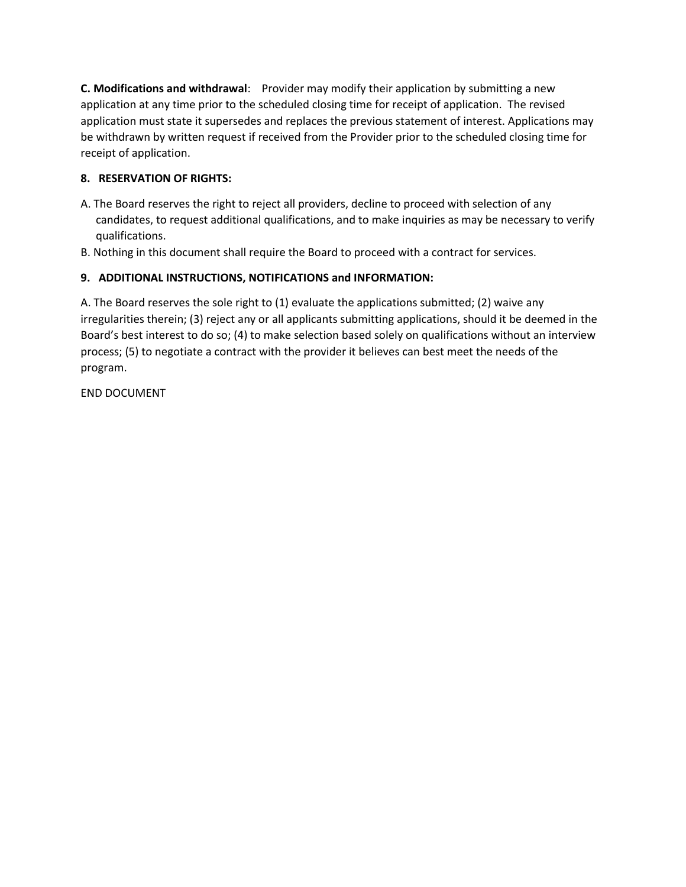**C. Modifications and withdrawal**: Provider may modify their application by submitting a new application at any time prior to the scheduled closing time for receipt of application. The revised application must state it supersedes and replaces the previous statement of interest. Applications may be withdrawn by written request if received from the Provider prior to the scheduled closing time for receipt of application.

**8. RESERVATION OF RIGHTS:**

A. The Board reserves the right to reject all providers, decline to proceed with selection of any candidates, to request additional qualifications, and to make inquiries as may be necessary to verify qualifications.

B. Nothing in this document shall require the Board to proceed with a contract for services.

**9. ADDITIONAL INSTRUCTIONS, NOTIFICATIONS and INFORMATION:**

A. The Board reserves the sole right to (1) evaluate the applications submitted; (2) waive any irregularities therein; (3) reject any or all applicants submitting applications, should it be deemed in the Board's best interest to do so; (4) to make selection based solely on qualifications without an interview process; (5) to negotiate a contract with the provider it believes can best meet the needs of the program.

END DOCUMENT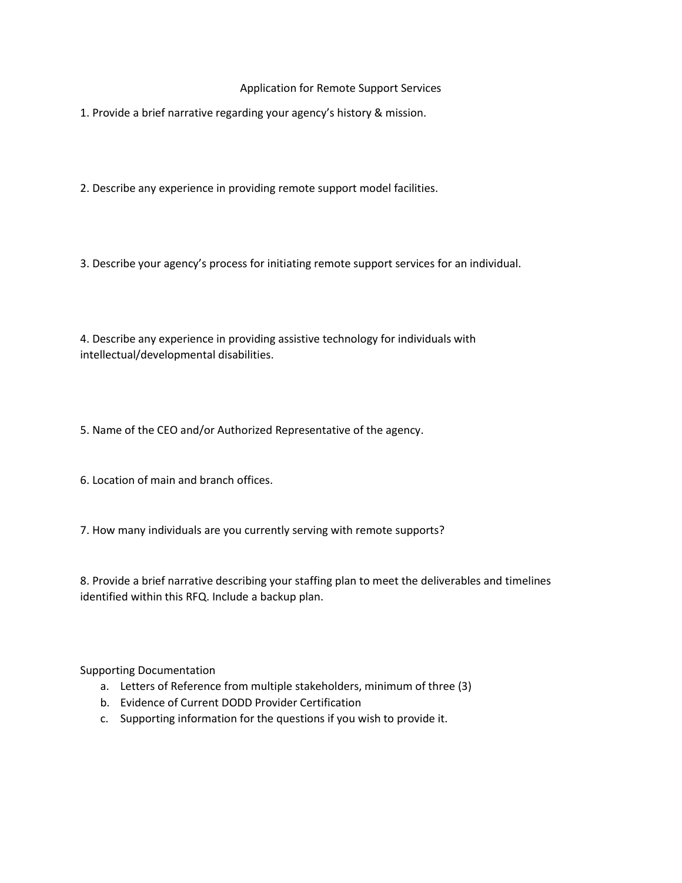# Application for Remote Support Services

1. Provide a brief narrative regarding your agency's history & mission.

2. Describe any experience in providing remote support model facilities.

3. Describe your agency's process for initiating remote support services for an individual.

4. Describe any experience in providing assistive technology for individuals with intellectual/developmental disabilities.

5. Name of the CEO and/or Authorized Representative of the agency.

6. Location of main and branch offices.

7. How many individuals are you currently serving with remote supports?

8. Provide a brief narrative describing your staffing plan to meet the deliverables and timelines identified within this RFQ. Include a backup plan.

Supporting Documentation

a. Letters of Reference from multiple stakeholders, minimum of three (3)
b. Evidence of Current DODD Provider Certification
c. Supporting information for the questions if you wish to provide it.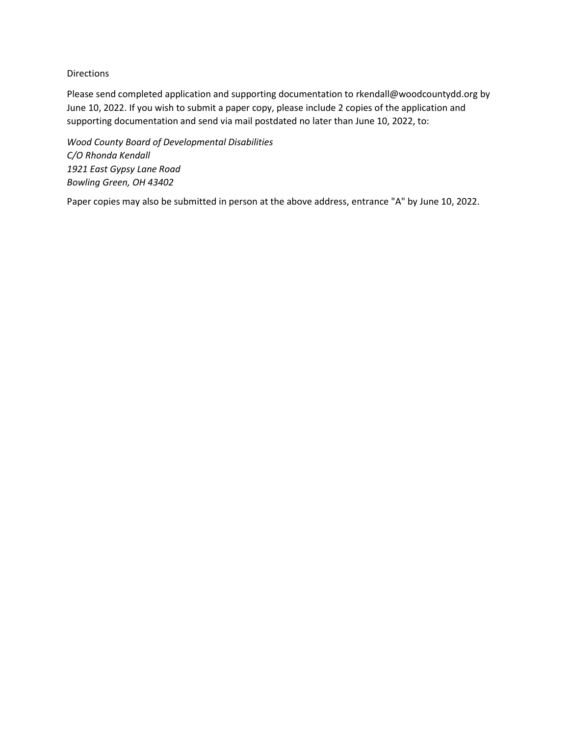Directions

Please send completed application and supporting documentation to rkendall@woodcountydd.org by June 10, 2022. If you wish to submit a paper copy, please include 2 copies of the application and supporting documentation and send via mail postdated no later than June 10, 2022, to:

*Wood County Board of Developmental Disabilities*
*C/O Rhonda Kendall*
*1921 East Gypsy Lane Road*
*Bowling Green, OH 43402*

Paper copies may also be submitted in person at the above address, entrance "A" by June 10, 2022.